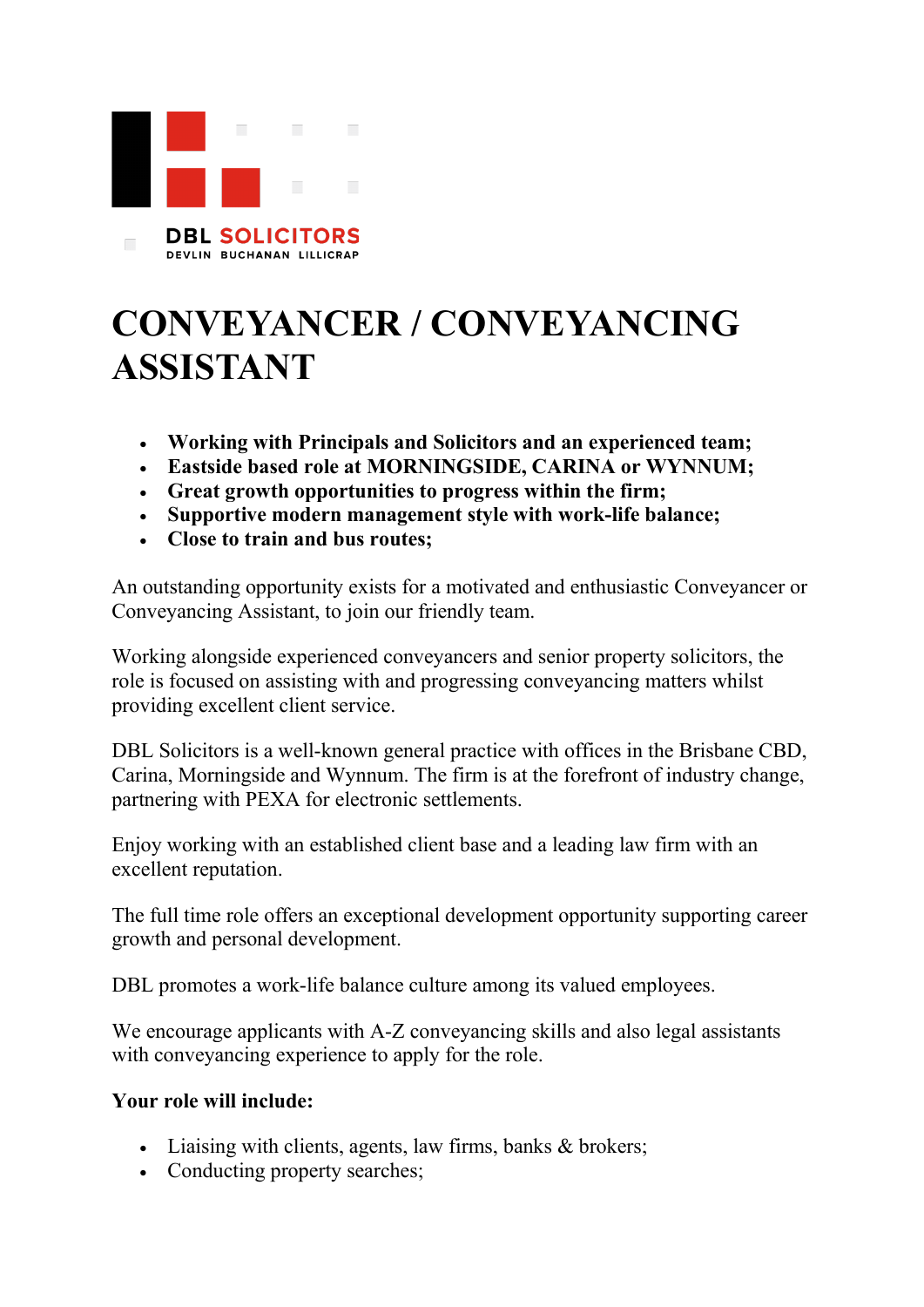DBL SOLICITORS
DEVLIN BUCHANAN LILLICRAP

# CONVEYANCER / CONVEYANCING ASSISTANT

- **Working with Principals and Solicitors and an experienced team;**
- **Eastside based role at MORNINGSIDE, CARINA or WYNNUM;**
- **Great growth opportunities to progress within the firm;**
- **Supportive modern management style with work-life balance;**
- **Close to train and bus routes;**

An outstanding opportunity exists for a motivated and enthusiastic Conveyancer or Conveyancing Assistant, to join our friendly team.

Working alongside experienced conveyancers and senior property solicitors, the role is focused on assisting with and progressing conveyancing matters whilst providing excellent client service.

DBL Solicitors is a well-known general practice with offices in the Brisbane CBD, Carina, Morningside and Wynnum. The firm is at the forefront of industry change, partnering with PEXA for electronic settlements.

Enjoy working with an established client base and a leading law firm with an excellent reputation.

The full time role offers an exceptional development opportunity supporting career growth and personal development.

DBL promotes a work-life balance culture among its valued employees.

We encourage applicants with A-Z conveyancing skills and also legal assistants with conveyancing experience to apply for the role.

**Your role will include:**

- Liaising with clients, agents, law firms, banks & brokers;
- Conducting property searches;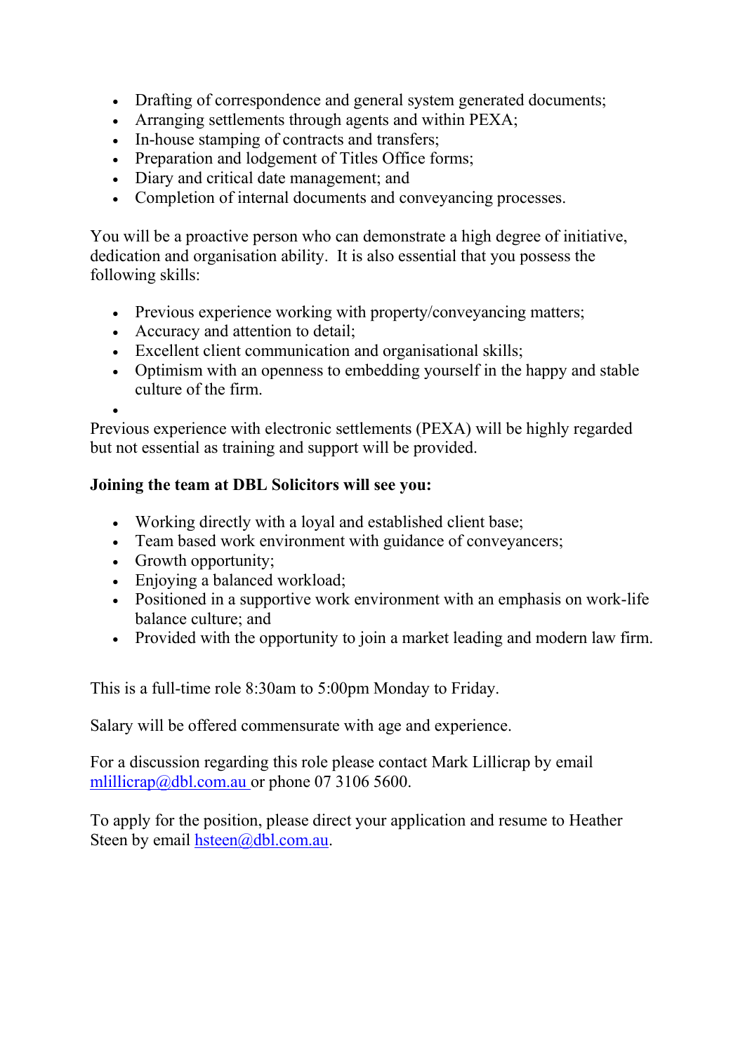- Drafting of correspondence and general system generated documents;
- Arranging settlements through agents and within PEXA;
- In-house stamping of contracts and transfers;
- Preparation and lodgement of Titles Office forms;
- Diary and critical date management; and
- Completion of internal documents and conveyancing processes.

You will be a proactive person who can demonstrate a high degree of initiative, dedication and organisation ability. It is also essential that you possess the following skills:

- Previous experience working with property/conveyancing matters;
- Accuracy and attention to detail;
- Excellent client communication and organisational skills;
- Optimism with an openness to embedding yourself in the happy and stable culture of the firm.

Previous experience with electronic settlements (PEXA) will be highly regarded but not essential as training and support will be provided.

**Joining the team at DBL Solicitors will see you:**

- Working directly with a loyal and established client base;
- Team based work environment with guidance of conveyancers;
- Growth opportunity;
- Enjoying a balanced workload;
- Positioned in a supportive work environment with an emphasis on work-life balance culture; and
- Provided with the opportunity to join a market leading and modern law firm.

This is a full-time role 8:30am to 5:00pm Monday to Friday.

Salary will be offered commensurate with age and experience.

For a discussion regarding this role please contact Mark Lillicrap by email mlillicrap@dbl.com.au or phone 07 3106 5600.

To apply for the position, please direct your application and resume to Heather Steen by email hsteen@dbl.com.au.